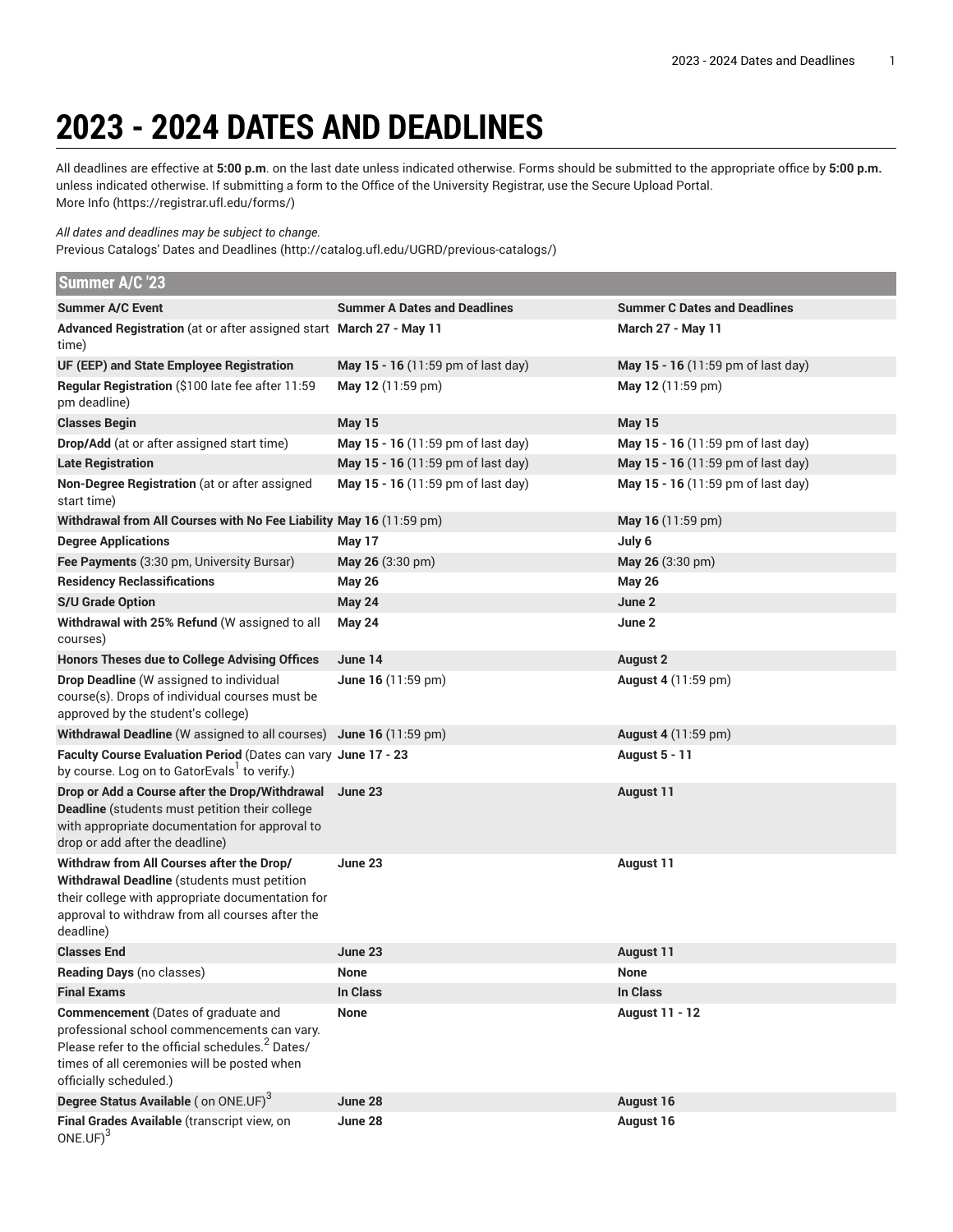# 2023 - 2024 DATES AND DEADLINES

All deadlines are effective at **5:00 p.m**. on the last date unless indicated otherwise. Forms should be submitted to the appropriate office by **5:00 p.m.** unless indicated otherwise. If submitting a form to the Office of the University Registrar, use the Secure Upload Portal.
More Info (https://registrar.ufl.edu/forms/)

*All dates and deadlines may be subject to change.*
Previous Catalogs' Dates and Deadlines (http://catalog.ufl.edu/UGRD/previous-catalogs/)

| Summer A/C '23 | | |
|---|---|---|
| **Summer A/C Event** | **Summer A Dates and Deadlines** | **Summer C Dates and Deadlines** |
| **Advanced Registration** (at or after assigned start time) | **March 27 - May 11** | **March 27 - May 11** |
| **UF (EEP) and State Employee Registration** | **May 15 - 16** (11:59 pm of last day) | **May 15 - 16** (11:59 pm of last day) |
| **Regular Registration** ($100 late fee after 11:59 pm deadline) | **May 12** (11:59 pm) | **May 12** (11:59 pm) |
| **Classes Begin** | **May 15** | **May 15** |
| **Drop/Add** (at or after assigned start time) | **May 15 - 16** (11:59 pm of last day) | **May 15 - 16** (11:59 pm of last day) |
| **Late Registration** | **May 15 - 16** (11:59 pm of last day) | **May 15 - 16** (11:59 pm of last day) |
| **Non-Degree Registration** (at or after assigned start time) | **May 15 - 16** (11:59 pm of last day) | **May 15 - 16** (11:59 pm of last day) |
| **Withdrawal from All Courses with No Fee Liability** | **May 16** (11:59 pm) | **May 16** (11:59 pm) |
| **Degree Applications** | **May 17** | **July 6** |
| **Fee Payments** (3:30 pm, University Bursar) | **May 26** (3:30 pm) | **May 26** (3:30 pm) |
| **Residency Reclassifications** | **May 26** | **May 26** |
| **S/U Grade Option** | **May 24** | **June 2** |
| **Withdrawal with 25% Refund** (W assigned to all courses) | **May 24** | **June 2** |
| **Honors Theses due to College Advising Offices** | **June 14** | **August 2** |
| **Drop Deadline** (W assigned to individual course(s). Drops of individual courses must be approved by the student's college) | **June 16** (11:59 pm) | **August 4** (11:59 pm) |
| **Withdrawal Deadline** (W assigned to all courses) | **June 16** (11:59 pm) | **August 4** (11:59 pm) |
| **Faculty Course Evaluation Period** (Dates can vary by course. Log on to GatorEvals[1] to verify.) | **June 17 - 23** | **August 5 - 11** |
| **Drop or Add a Course after the Drop/Withdrawal Deadline** (students must petition their college with appropriate documentation for approval to drop or add after the deadline) | **June 23** | **August 11** |
| **Withdraw from All Courses after the Drop/ Withdrawal Deadline** (students must petition their college with appropriate documentation for approval to withdraw from all courses after the deadline) | **June 23** | **August 11** |
| **Classes End** | **June 23** | **August 11** |
| **Reading Days** (no classes) | **None** | **None** |
| **Final Exams** | **In Class** | **In Class** |
| **Commencement** (Dates of graduate and professional school commencements can vary. Please refer to the official schedules.[2] Dates/ times of all ceremonies will be posted when officially scheduled.) | **None** | **August 11 - 12** |
| **Degree Status Available** ( on ONE.UF)[3] | **June 28** | **August 16** |
| **Final Grades Available** (transcript view, on ONE.UF)[3] | **June 28** | **August 16** |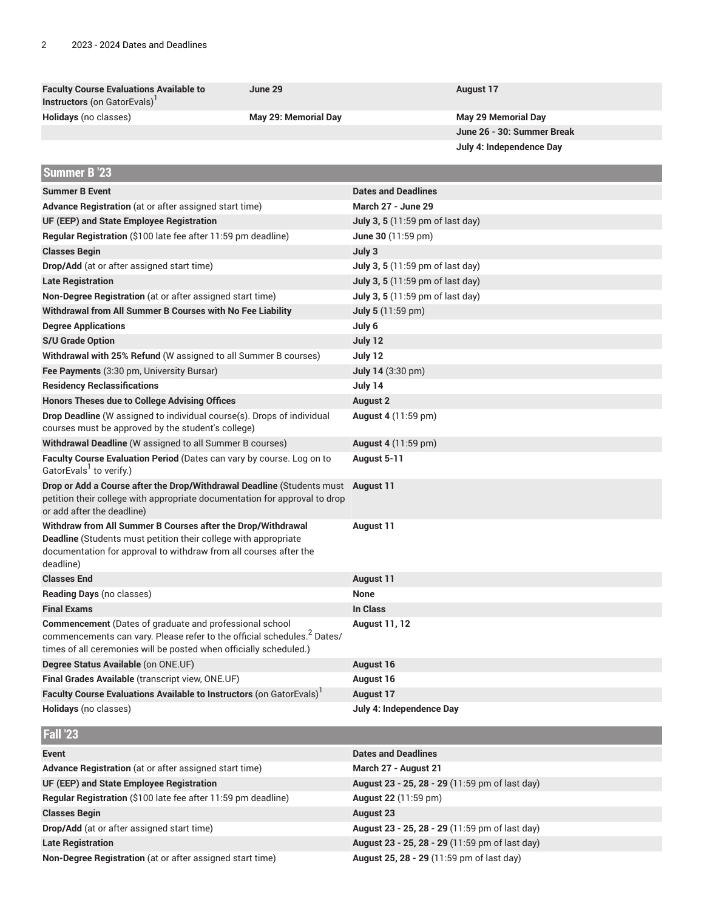| | | |
|---|---|---|
| **Faculty Course Evaluations Available to Instructors** (on GatorEvals)[1] | **June 29** | **August 17** |
| **Holidays** (no classes) | **May 29: Memorial Day** | **May 29 Memorial Day** |
| | | **June 26 - 30: Summer Break** |
| | | **July 4: Independence Day** |

## Summer B '23

| Summer B Event | Dates and Deadlines |
|---|---|
| **Advance Registration** (at or after assigned start time) | **March 27 - June 29** |
| **UF (EEP) and State Employee Registration** | **July 3, 5** (11:59 pm of last day) |
| **Regular Registration** ($100 late fee after 11:59 pm deadline) | **June 30** (11:59 pm) |
| **Classes Begin** | **July 3** |
| **Drop/Add** (at or after assigned start time) | **July 3, 5** (11:59 pm of last day) |
| **Late Registration** | **July 3, 5** (11:59 pm of last day) |
| **Non-Degree Registration** (at or after assigned start time) | **July 3, 5** (11:59 pm of last day) |
| **Withdrawal from All Summer B Courses with No Fee Liability** | **July 5** (11:59 pm) |
| **Degree Applications** | **July 6** |
| **S/U Grade Option** | **July 12** |
| **Withdrawal with 25% Refund** (W assigned to all Summer B courses) | **July 12** |
| **Fee Payments** (3:30 pm, University Bursar) | **July 14** (3:30 pm) |
| **Residency Reclassifications** | **July 14** |
| **Honors Theses due to College Advising Offices** | **August 2** |
| **Drop Deadline** (W assigned to individual course(s). Drops of individual courses must be approved by the student's college) | **August 4** (11:59 pm) |
| **Withdrawal Deadline** (W assigned to all Summer B courses) | **August 4** (11:59 pm) |
| **Faculty Course Evaluation Period** (Dates can vary by course. Log on to GatorEvals[1] to verify.) | **August 5-11** |
| **Drop or Add a Course after the Drop/Withdrawal Deadline** (Students must petition their college with appropriate documentation for approval to drop or add after the deadline) | **August 11** |
| **Withdraw from All Summer B Courses after the Drop/Withdrawal Deadline** (Students must petition their college with appropriate documentation for approval to withdraw from all courses after the deadline) | **August 11** |
| **Classes End** | **August 11** |
| **Reading Days** (no classes) | **None** |
| **Final Exams** | **In Class** |
| **Commencement** (Dates of graduate and professional school commencements can vary. Please refer to the official schedules.[2] Dates/times of all ceremonies will be posted when officially scheduled.) | **August 11, 12** |
| **Degree Status Available** (on ONE.UF) | **August 16** |
| **Final Grades Available** (transcript view, ONE.UF) | **August 16** |
| **Faculty Course Evaluations Available to Instructors** (on GatorEvals)[1] | **August 17** |
| **Holidays** (no classes) | **July 4: Independence Day** |

## Fall '23

| Event | Dates and Deadlines |
|---|---|
| **Advance Registration** (at or after assigned start time) | **March 27 - August 21** |
| **UF (EEP) and State Employee Registration** | **August 23 - 25, 28 - 29** (11:59 pm of last day) |
| **Regular Registration** ($100 late fee after 11:59 pm deadline) | **August 22** (11:59 pm) |
| **Classes Begin** | **August 23** |
| **Drop/Add** (at or after assigned start time) | **August 23 - 25, 28 - 29** (11:59 pm of last day) |
| **Late Registration** | **August 23 - 25, 28 - 29** (11:59 pm of last day) |
| **Non-Degree Registration** (at or after assigned start time) | **August 25, 28 - 29** (11:59 pm of last day) |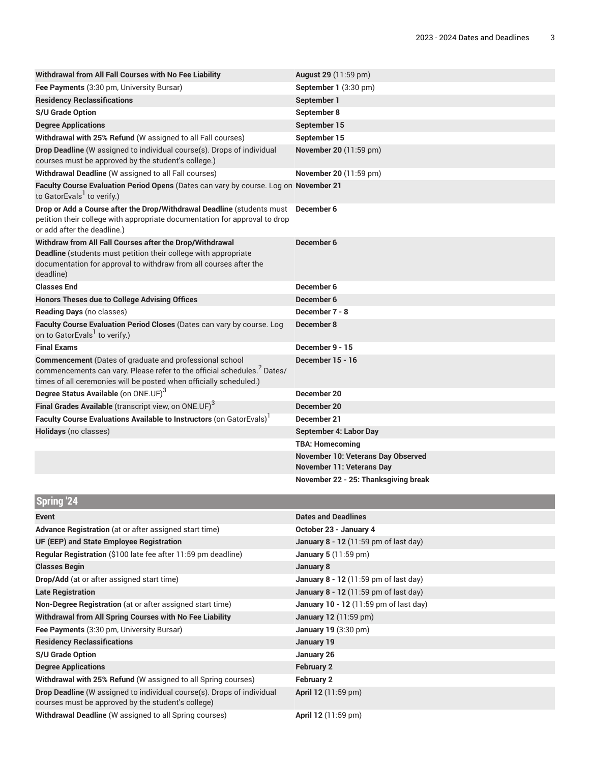| | |
|---|---|
| **Withdrawal from All Fall Courses with No Fee Liability** | **August 29** (11:59 pm) |
| **Fee Payments** (3:30 pm, University Bursar) | **September 1** (3:30 pm) |
| **Residency Reclassifications** | **September 1** |
| **S/U Grade Option** | **September 8** |
| **Degree Applications** | **September 15** |
| **Withdrawal with 25% Refund** (W assigned to all Fall courses) | **September 15** |
| **Drop Deadline** (W assigned to individual course(s). Drops of individual courses must be approved by the student's college.) | **November 20** (11:59 pm) |
| **Withdrawal Deadline** (W assigned to all Fall courses) | **November 20** (11:59 pm) |
| **Faculty Course Evaluation Period Opens** (Dates can vary by course. Log on to GatorEvals[1] to verify.) | **November 21** |
| **Drop or Add a Course after the Drop/Withdrawal Deadline** (students must petition their college with appropriate documentation for approval to drop or add after the deadline.) | **December 6** |
| **Withdraw from All Fall Courses after the Drop/Withdrawal Deadline** (students must petition their college with appropriate documentation for approval to withdraw from all courses after the deadline) | **December 6** |
| **Classes End** | **December 6** |
| **Honors Theses due to College Advising Offices** | **December 6** |
| **Reading Days** (no classes) | **December 7 - 8** |
| **Faculty Course Evaluation Period Closes** (Dates can vary by course. Log on to GatorEvals[1] to verify.) | **December 8** |
| **Final Exams** | **December 9 - 15** |
| **Commencement** (Dates of graduate and professional school commencements can vary. Please refer to the official schedules.[2] Dates/times of all ceremonies will be posted when officially scheduled.) | **December 15 - 16** |
| **Degree Status Available** (on ONE.UF)[3] | **December 20** |
| **Final Grades Available** (transcript view, on ONE.UF)[3] | **December 20** |
| **Faculty Course Evaluations Available to Instructors** (on GatorEvals)[1] | **December 21** |
| **Holidays** (no classes) | **September 4: Labor Day** |
| | **TBA: Homecoming** |
| | **November 10: Veterans Day Observed** **November 11: Veterans Day** |
| | **November 22 - 25: Thanksgiving break** |

## Spring '24

| Event | Dates and Deadlines |
|---|---|
| **Advance Registration** (at or after assigned start time) | **October 23 - January 4** |
| **UF (EEP) and State Employee Registration** | **January 8 - 12** (11:59 pm of last day) |
| **Regular Registration** ($100 late fee after 11:59 pm deadline) | **January 5** (11:59 pm) |
| **Classes Begin** | **January 8** |
| **Drop/Add** (at or after assigned start time) | **January 8 - 12** (11:59 pm of last day) |
| **Late Registration** | **January 8 - 12** (11:59 pm of last day) |
| **Non-Degree Registration** (at or after assigned start time) | **January 10 - 12** (11:59 pm of last day) |
| **Withdrawal from All Spring Courses with No Fee Liability** | **January 12** (11:59 pm) |
| **Fee Payments** (3:30 pm, University Bursar) | **January 19** (3:30 pm) |
| **Residency Reclassifications** | **January 19** |
| **S/U Grade Option** | **January 26** |
| **Degree Applications** | **February 2** |
| **Withdrawal with 25% Refund** (W assigned to all Spring courses) | **February 2** |
| **Drop Deadline** (W assigned to individual course(s). Drops of individual courses must be approved by the student's college) | **April 12** (11:59 pm) |
| **Withdrawal Deadline** (W assigned to all Spring courses) | **April 12** (11:59 pm) |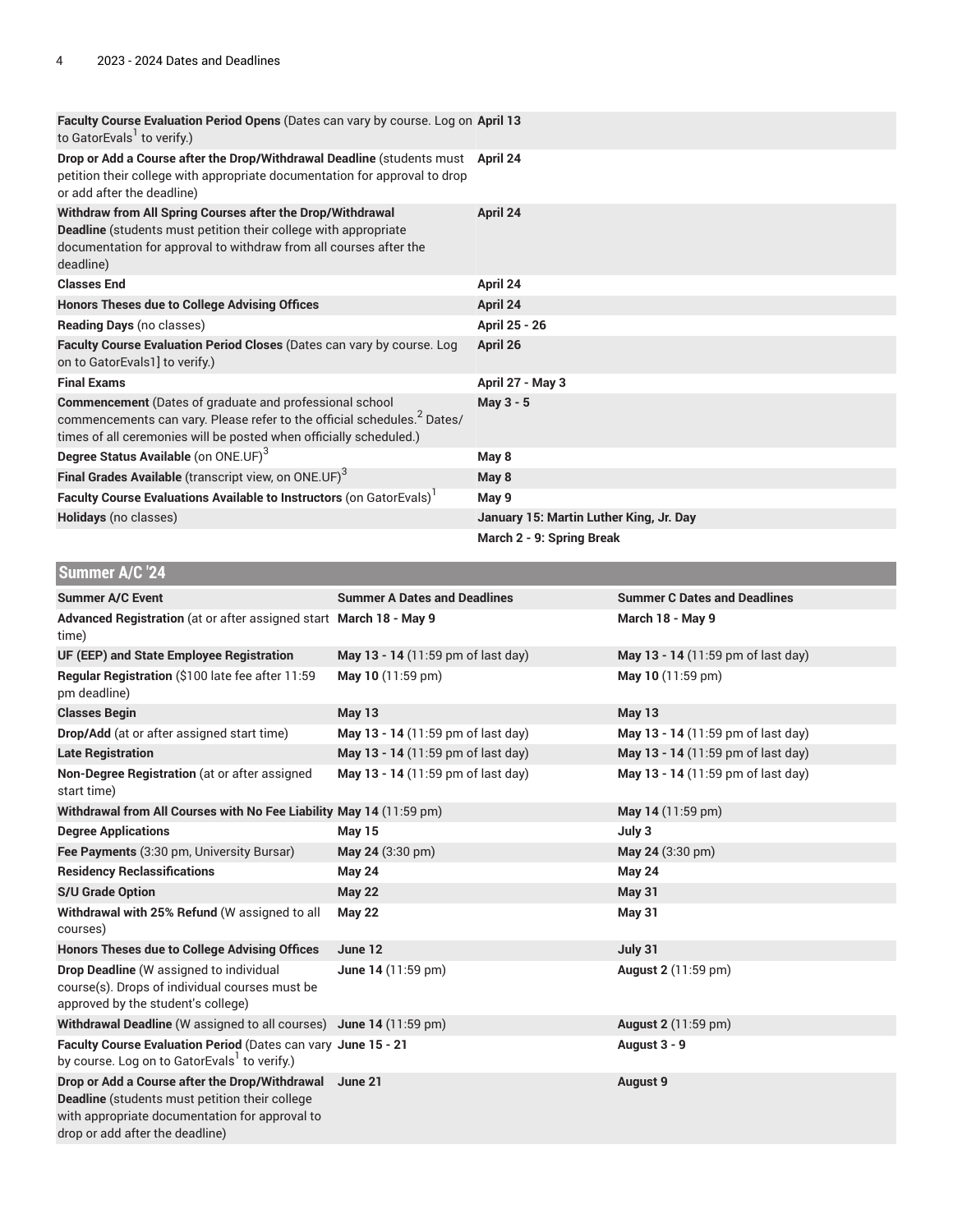| | |
|---|---|
| **Faculty Course Evaluation Period Opens** (Dates can vary by course. Log on to GatorEvals[1] to verify.) | **April 13** |
| **Drop or Add a Course after the Drop/Withdrawal Deadline** (students must petition their college with appropriate documentation for approval to drop or add after the deadline) | **April 24** |
| **Withdraw from All Spring Courses after the Drop/Withdrawal Deadline** (students must petition their college with appropriate documentation for approval to withdraw from all courses after the deadline) | **April 24** |
| **Classes End** | **April 24** |
| **Honors Theses due to College Advising Offices** | **April 24** |
| **Reading Days** (no classes) | **April 25 - 26** |
| **Faculty Course Evaluation Period Closes** (Dates can vary by course. Log on to GatorEvals1] to verify.) | **April 26** |
| **Final Exams** | **April 27 - May 3** |
| **Commencement** (Dates of graduate and professional school commencements can vary. Please refer to the official schedules.[2] Dates/times of all ceremonies will be posted when officially scheduled.) | **May 3 - 5** |
| **Degree Status Available** (on ONE.UF)[3] | **May 8** |
| **Final Grades Available** (transcript view, on ONE.UF)[3] | **May 8** |
| **Faculty Course Evaluations Available to Instructors** (on GatorEvals)[1] | **May 9** |
| **Holidays** (no classes) | **January 15: Martin Luther King, Jr. Day** |
| | **March 2 - 9: Spring Break** |

## Summer A/C '24

| Summer A/C Event | Summer A Dates and Deadlines | Summer C Dates and Deadlines |
|---|---|---|
| **Advanced Registration** (at or after assigned start time) | **March 18 - May 9** | **March 18 - May 9** |
| **UF (EEP) and State Employee Registration** | **May 13 - 14** (11:59 pm of last day) | **May 13 - 14** (11:59 pm of last day) |
| **Regular Registration** ($100 late fee after 11:59 pm deadline) | **May 10** (11:59 pm) | **May 10** (11:59 pm) |
| **Classes Begin** | **May 13** | **May 13** |
| **Drop/Add** (at or after assigned start time) | **May 13 - 14** (11:59 pm of last day) | **May 13 - 14** (11:59 pm of last day) |
| **Late Registration** | **May 13 - 14** (11:59 pm of last day) | **May 13 - 14** (11:59 pm of last day) |
| **Non-Degree Registration** (at or after assigned start time) | **May 13 - 14** (11:59 pm of last day) | **May 13 - 14** (11:59 pm of last day) |
| **Withdrawal from All Courses with No Fee Liability** | **May 14** (11:59 pm) | **May 14** (11:59 pm) |
| **Degree Applications** | **May 15** | **July 3** |
| **Fee Payments** (3:30 pm, University Bursar) | **May 24** (3:30 pm) | **May 24** (3:30 pm) |
| **Residency Reclassifications** | **May 24** | **May 24** |
| **S/U Grade Option** | **May 22** | **May 31** |
| **Withdrawal with 25% Refund** (W assigned to all courses) | **May 22** | **May 31** |
| **Honors Theses due to College Advising Offices** | **June 12** | **July 31** |
| **Drop Deadline** (W assigned to individual course(s). Drops of individual courses must be approved by the student's college) | **June 14** (11:59 pm) | **August 2** (11:59 pm) |
| **Withdrawal Deadline** (W assigned to all courses) | **June 14** (11:59 pm) | **August 2** (11:59 pm) |
| **Faculty Course Evaluation Period** (Dates can vary by course. Log on to GatorEvals[1] to verify.) | **June 15 - 21** | **August 3 - 9** |
| **Drop or Add a Course after the Drop/Withdrawal Deadline** (students must petition their college with appropriate documentation for approval to drop or add after the deadline) | **June 21** | **August 9** |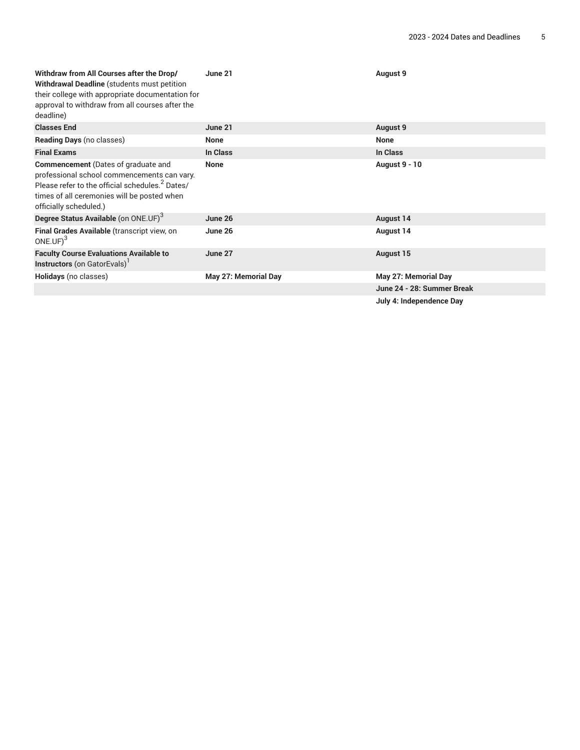| | | |
|---|---|---|
| **Withdraw from All Courses after the Drop/ Withdrawal Deadline** (students must petition their college with appropriate documentation for approval to withdraw from all courses after the deadline) | **June 21** | **August 9** |
| **Classes End** | **June 21** | **August 9** |
| **Reading Days** (no classes) | **None** | **None** |
| **Final Exams** | **In Class** | **In Class** |
| **Commencement** (Dates of graduate and professional school commencements can vary. Please refer to the official schedules.[2] Dates/ times of all ceremonies will be posted when officially scheduled.) | **None** | **August 9 - 10** |
| **Degree Status Available** (on ONE.UF)[3] | **June 26** | **August 14** |
| **Final Grades Available** (transcript view, on ONE.UF)[3] | **June 26** | **August 14** |
| **Faculty Course Evaluations Available to Instructors** (on GatorEvals)[1] | **June 27** | **August 15** |
| **Holidays** (no classes) | **May 27: Memorial Day** | **May 27: Memorial Day** |
| | | **June 24 - 28: Summer Break** |
| | | **July 4: Independence Day** |